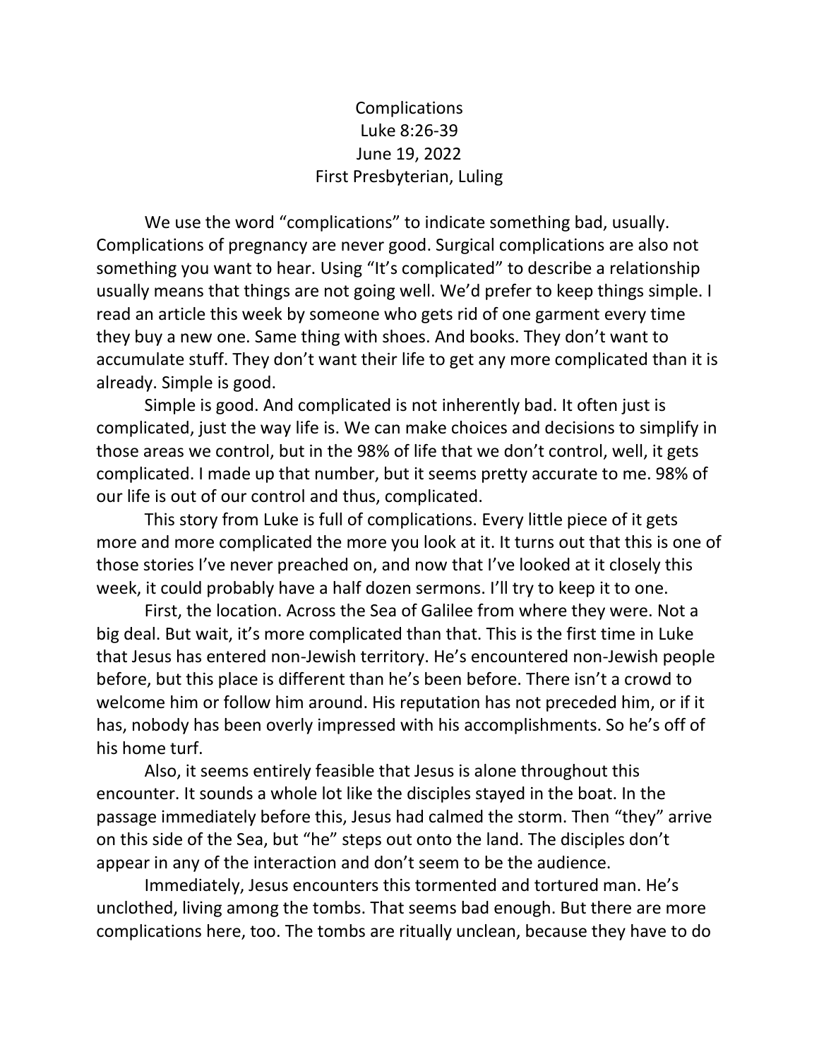# Complications

Luke 8:26-39

June 19, 2022

First Presbyterian, Luling

We use the word "complications" to indicate something bad, usually. Complications of pregnancy are never good. Surgical complications are also not something you want to hear. Using "It's complicated" to describe a relationship usually means that things are not going well. We'd prefer to keep things simple. I read an article this week by someone who gets rid of one garment every time they buy a new one. Same thing with shoes. And books. They don't want to accumulate stuff. They don't want their life to get any more complicated than it is already. Simple is good.

Simple is good. And complicated is not inherently bad. It often just is complicated, just the way life is. We can make choices and decisions to simplify in those areas we control, but in the 98% of life that we don't control, well, it gets complicated. I made up that number, but it seems pretty accurate to me. 98% of our life is out of our control and thus, complicated.

This story from Luke is full of complications. Every little piece of it gets more and more complicated the more you look at it. It turns out that this is one of those stories I've never preached on, and now that I've looked at it closely this week, it could probably have a half dozen sermons. I'll try to keep it to one.

First, the location. Across the Sea of Galilee from where they were. Not a big deal. But wait, it's more complicated than that. This is the first time in Luke that Jesus has entered non-Jewish territory. He's encountered non-Jewish people before, but this place is different than he's been before. There isn't a crowd to welcome him or follow him around. His reputation has not preceded him, or if it has, nobody has been overly impressed with his accomplishments. So he's off of his home turf.

Also, it seems entirely feasible that Jesus is alone throughout this encounter. It sounds a whole lot like the disciples stayed in the boat. In the passage immediately before this, Jesus had calmed the storm. Then "they" arrive on this side of the Sea, but "he" steps out onto the land. The disciples don't appear in any of the interaction and don't seem to be the audience.

Immediately, Jesus encounters this tormented and tortured man. He's unclothed, living among the tombs. That seems bad enough. But there are more complications here, too. The tombs are ritually unclean, because they have to do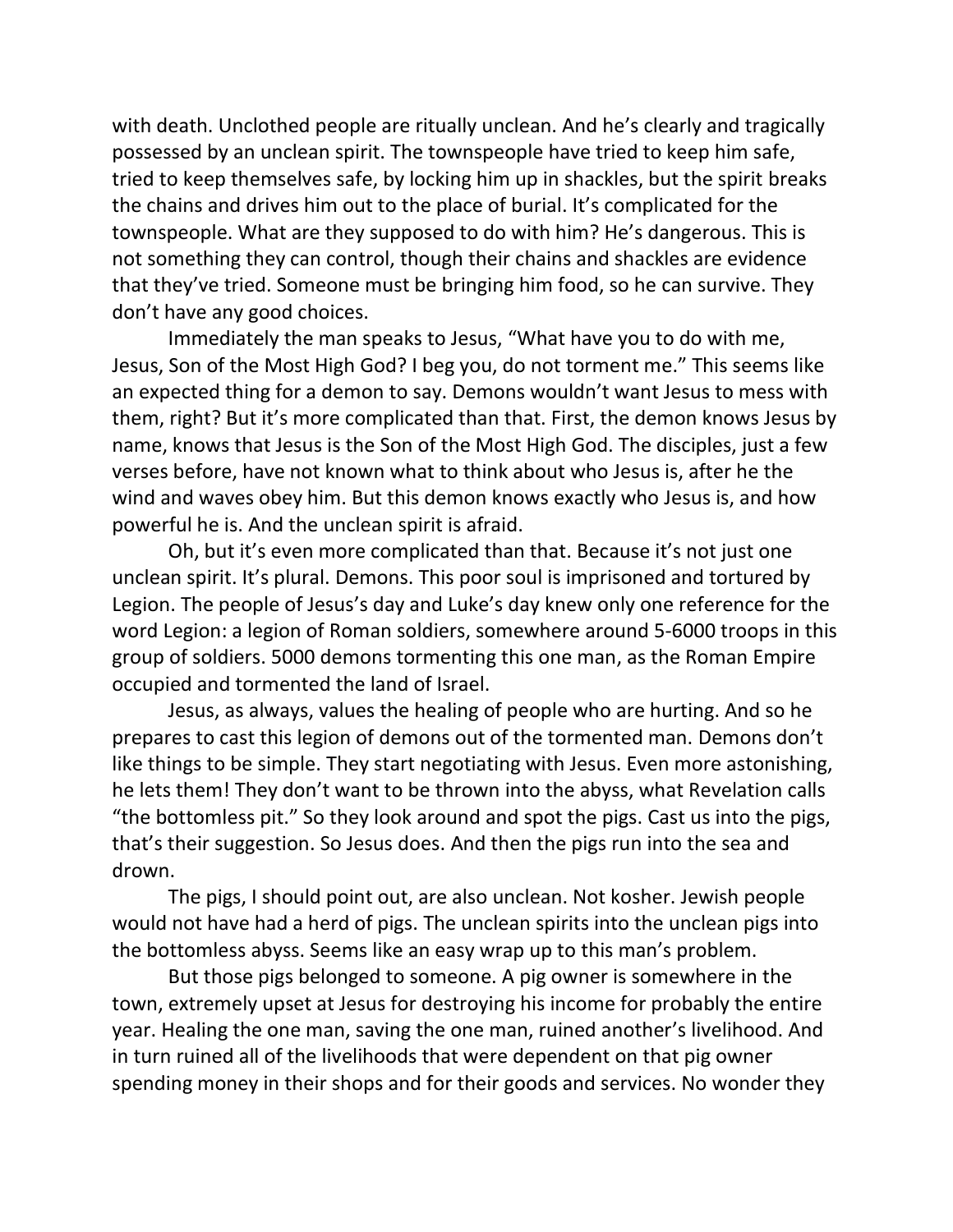with death. Unclothed people are ritually unclean. And he's clearly and tragically possessed by an unclean spirit. The townspeople have tried to keep him safe, tried to keep themselves safe, by locking him up in shackles, but the spirit breaks the chains and drives him out to the place of burial. It's complicated for the townspeople. What are they supposed to do with him? He's dangerous. This is not something they can control, though their chains and shackles are evidence that they've tried. Someone must be bringing him food, so he can survive. They don't have any good choices.

Immediately the man speaks to Jesus, "What have you to do with me, Jesus, Son of the Most High God? I beg you, do not torment me." This seems like an expected thing for a demon to say. Demons wouldn't want Jesus to mess with them, right? But it's more complicated than that. First, the demon knows Jesus by name, knows that Jesus is the Son of the Most High God. The disciples, just a few verses before, have not known what to think about who Jesus is, after he the wind and waves obey him. But this demon knows exactly who Jesus is, and how powerful he is. And the unclean spirit is afraid.

Oh, but it's even more complicated than that. Because it's not just one unclean spirit. It's plural. Demons. This poor soul is imprisoned and tortured by Legion. The people of Jesus's day and Luke's day knew only one reference for the word Legion: a legion of Roman soldiers, somewhere around 5-6000 troops in this group of soldiers. 5000 demons tormenting this one man, as the Roman Empire occupied and tormented the land of Israel.

Jesus, as always, values the healing of people who are hurting. And so he prepares to cast this legion of demons out of the tormented man. Demons don't like things to be simple. They start negotiating with Jesus. Even more astonishing, he lets them! They don't want to be thrown into the abyss, what Revelation calls "the bottomless pit." So they look around and spot the pigs. Cast us into the pigs, that's their suggestion. So Jesus does. And then the pigs run into the sea and drown.

The pigs, I should point out, are also unclean. Not kosher. Jewish people would not have had a herd of pigs. The unclean spirits into the unclean pigs into the bottomless abyss. Seems like an easy wrap up to this man's problem.

But those pigs belonged to someone. A pig owner is somewhere in the town, extremely upset at Jesus for destroying his income for probably the entire year. Healing the one man, saving the one man, ruined another's livelihood. And in turn ruined all of the livelihoods that were dependent on that pig owner spending money in their shops and for their goods and services. No wonder they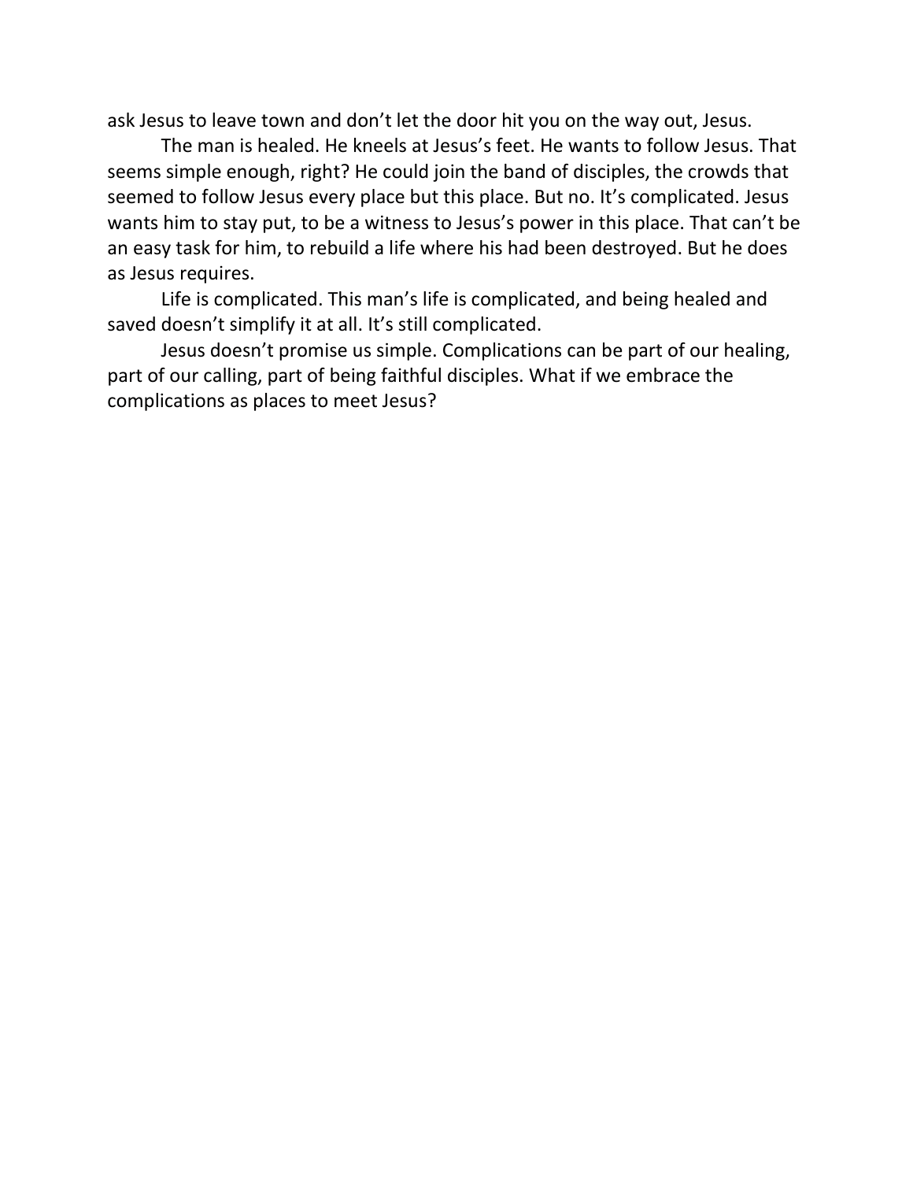ask Jesus to leave town and don't let the door hit you on the way out, Jesus.

The man is healed. He kneels at Jesus's feet. He wants to follow Jesus. That seems simple enough, right? He could join the band of disciples, the crowds that seemed to follow Jesus every place but this place. But no. It's complicated. Jesus wants him to stay put, to be a witness to Jesus's power in this place. That can't be an easy task for him, to rebuild a life where his had been destroyed. But he does as Jesus requires.

Life is complicated. This man's life is complicated, and being healed and saved doesn't simplify it at all. It's still complicated.

Jesus doesn't promise us simple. Complications can be part of our healing, part of our calling, part of being faithful disciples. What if we embrace the complications as places to meet Jesus?